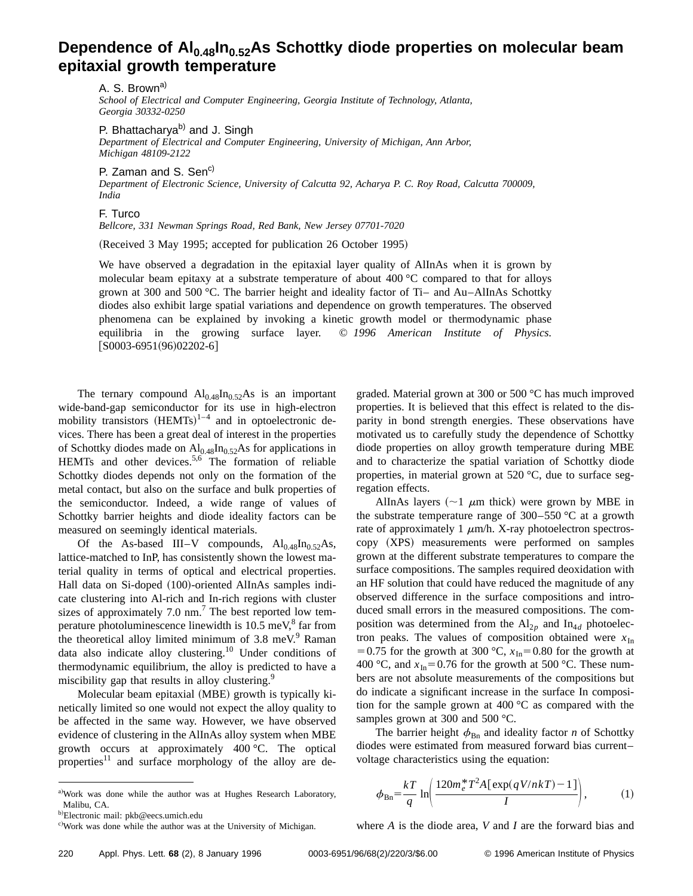# Dependence of $Al_{0.48}In_{0.52}As$ Schottky diode properties on molecular beam epitaxial growth temperature

A. S. Brown[a)]
*School of Electrical and Computer Engineering, Georgia Institute of Technology, Atlanta, Georgia 30332-0250*

P. Bhattacharya[b)] and J. Singh
*Department of Electrical and Computer Engineering, University of Michigan, Ann Arbor, Michigan 48109-2122*

P. Zaman and S. Sen[c)]
*Department of Electronic Science, University of Calcutta 92, Acharya P. C. Roy Road, Calcutta 700009, India*

F. Turco
*Bellcore, 331 Newman Springs Road, Red Bank, New Jersey 07701-7020*

(Received 3 May 1995; accepted for publication 26 October 1995)

We have observed a degradation in the epitaxial layer quality of AlInAs when it is grown by molecular beam epitaxy at a substrate temperature of about 400 °C compared to that for alloys grown at 300 and 500 °C. The barrier height and ideality factor of Ti– and Au–AlInAs Schottky diodes also exhibit large spatial variations and dependence on growth temperatures. The observed phenomena can be explained by invoking a kinetic growth model or thermodynamic phase equilibria in the growing surface layer. © *1996 American Institute of Physics.* [S0003-6951(96)02202-6]

The ternary compound $Al_{0.48}In_{0.52}As$ is an important wide-band-gap semiconductor for its use in high-electron mobility transistors (HEMTs)[1–4] and in optoelectronic devices. There has been a great deal of interest in the properties of Schottky diodes made on $Al_{0.48}In_{0.52}As$ for applications in HEMTs and other devices.[5,6] The formation of reliable Schottky diodes depends not only on the formation of the metal contact, but also on the surface and bulk properties of the semiconductor. Indeed, a wide range of values of Schottky barrier heights and diode ideality factors can be measured on seemingly identical materials.

Of the As-based III–V compounds, $Al_{0.48}In_{0.52}As$, lattice-matched to InP, has consistently shown the lowest material quality in terms of optical and electrical properties. Hall data on Si-doped (100)-oriented AlInAs samples indicate clustering into Al-rich and In-rich regions with cluster sizes of approximately 7.0 nm.[7] The best reported low temperature photoluminescence linewidth is 10.5 meV,[8] far from the theoretical alloy limited minimum of 3.8 meV.[9] Raman data also indicate alloy clustering.[10] Under conditions of thermodynamic equilibrium, the alloy is predicted to have a miscibility gap that results in alloy clustering.[9]

Molecular beam epitaxial (MBE) growth is typically kinetically limited so one would not expect the alloy quality to be affected in the same way. However, we have observed evidence of clustering in the AlInAs alloy system when MBE growth occurs at approximately 400 °C. The optical properties[11] and surface morphology of the alloy are degraded. Material grown at 300 or 500 °C has much improved properties. It is believed that this effect is related to the disparity in bond strength energies. These observations have motivated us to carefully study the dependence of Schottky diode properties on alloy growth temperature during MBE and to characterize the spatial variation of Schottky diode properties, in material grown at 520 °C, due to surface segregation effects.

AlInAs layers (~1 μm thick) were grown by MBE in the substrate temperature range of 300–550 °C at a growth rate of approximately 1 μm/h. X-ray photoelectron spectroscopy (XPS) measurements were performed on samples grown at the different substrate temperatures to compare the surface compositions. The samples required deoxidation with an HF solution that could have reduced the magnitude of any observed difference in the surface compositions and introduced small errors in the measured compositions. The composition was determined from the $Al_{2p}$ and $In_{4d}$ photoelectron peaks. The values of composition obtained were $x_{In}=0.75$ for the growth at 300 °C, $x_{In}=0.80$ for the growth at 400 °C, and $x_{In}=0.76$ for the growth at 500 °C. These numbers are not absolute measurements of the compositions but do indicate a significant increase in the surface In composition for the sample grown at 400 °C as compared with the samples grown at 300 and 500 °C.

The barrier height $\phi_{Bn}$ and ideality factor $n$ of Schottky diodes were estimated from measured forward bias current–voltage characteristics using the equation:

$$\phi_{Bn}=\frac{kT}{q}\ln\left(\frac{120m_e^*T^2A[\exp(qV/nkT)-1]}{I}\right), \tag{1}$$

where $A$ is the diode area, $V$ and $I$ are the forward bias and

---

[a)]Work was done while the author was at Hughes Research Laboratory, Malibu, CA.

[b)]Electronic mail: pkb@eecs.umich.edu

[c)]Work was done while the author was at the University of Michigan.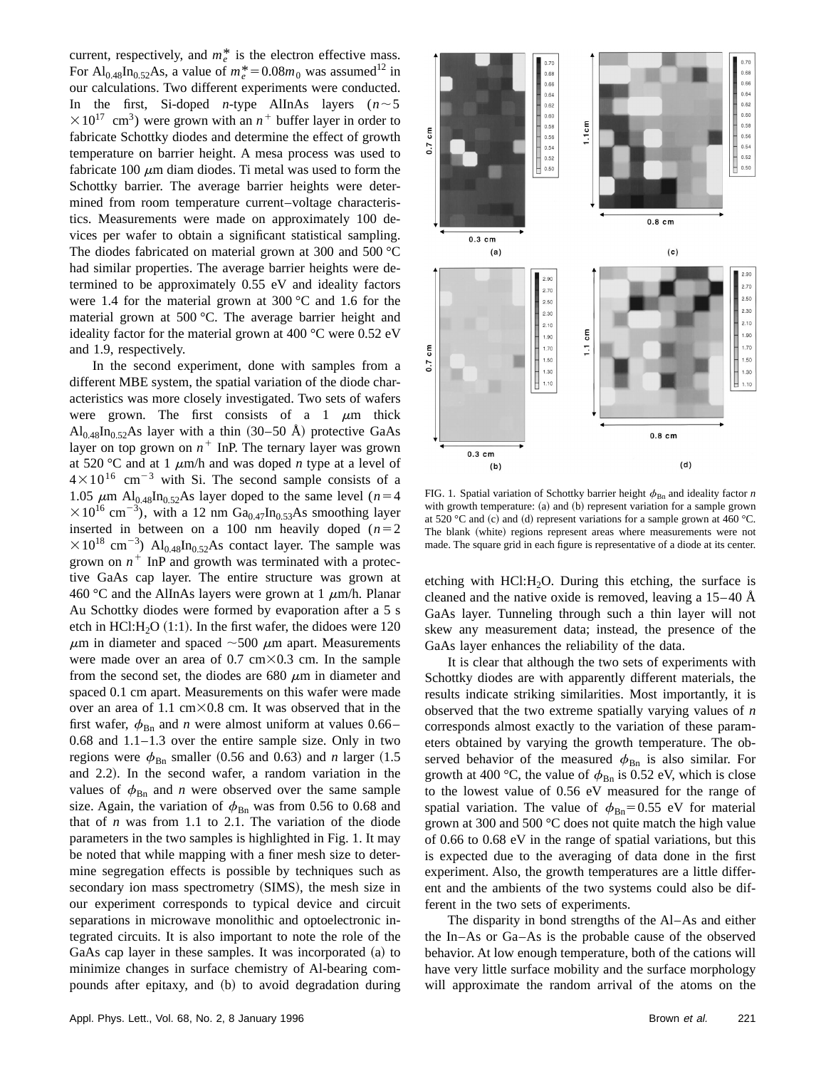current, respectively, and $m_e^*$ is the electron effective mass. For $Al_{0.48}In_{0.52}As$, a value of $m_e^* = 0.08m_0$ was assumed[12] in our calculations. Two different experiments were conducted. In the first, Si-doped *n*-type AlInAs layers ($n \sim 5 \times 10^{17}$ cm$^3$) were grown with an $n^+$ buffer layer in order to fabricate Schottky diodes and determine the effect of growth temperature on barrier height. A mesa process was used to fabricate 100 $\mu$m diam diodes. Ti metal was used to form the Schottky barrier. The average barrier heights were determined from room temperature current–voltage characteristics. Measurements were made on approximately 100 devices per wafer to obtain a significant statistical sampling. The diodes fabricated on material grown at 300 and 500 °C had similar properties. The average barrier heights were determined to be approximately 0.55 eV and ideality factors were 1.4 for the material grown at 300 °C and 1.6 for the material grown at 500 °C. The average barrier height and ideality factor for the material grown at 400 °C were 0.52 eV and 1.9, respectively.

In the second experiment, done with samples from a different MBE system, the spatial variation of the diode characteristics was more closely investigated. Two sets of wafers were grown. The first consists of a 1 $\mu$m thick $Al_{0.48}In_{0.52}As$ layer with a thin (30–50 Å) protective GaAs layer on top grown on $n^+$ InP. The ternary layer was grown at 520 °C and at 1 $\mu$m/h and was doped *n* type at a level of $4 \times 10^{16}$ cm$^{-3}$ with Si. The second sample consists of a 1.05 $\mu$m $Al_{0.48}In_{0.52}As$ layer doped to the same level ($n = 4 \times 10^{16}$ cm$^{-3}$), with a 12 nm $Ga_{0.47}In_{0.53}As$ smoothing layer inserted in between on a 100 nm heavily doped ($n = 2 \times 10^{18}$ cm$^{-3}$) $Al_{0.48}In_{0.52}As$ contact layer. The sample was grown on $n^+$ InP and growth was terminated with a protective GaAs cap layer. The entire structure was grown at 460 °C and the AlInAs layers were grown at 1 $\mu$m/h. Planar Au Schottky diodes were formed by evaporation after a 5 s etch in HCl:$H_2O$ (1:1). In the first wafer, the didoes were 120 $\mu$m in diameter and spaced ~500 $\mu$m apart. Measurements were made over an area of 0.7 cm×0.3 cm. In the sample from the second set, the diodes are 680 $\mu$m in diameter and spaced 0.1 cm apart. Measurements on this wafer were made over an area of 1.1 cm×0.8 cm. It was observed that in the first wafer, $\phi_{Bn}$ and *n* were almost uniform at values 0.66–0.68 and 1.1–1.3 over the entire sample size. Only in two regions were $\phi_{Bn}$ smaller (0.56 and 0.63) and *n* larger (1.5 and 2.2). In the second wafer, a random variation in the values of $\phi_{Bn}$ and *n* were observed over the same sample size. Again, the variation of $\phi_{Bn}$ was from 0.56 to 0.68 and that of *n* was from 1.1 to 2.1. The variation of the diode parameters in the two samples is highlighted in Fig. 1. It may be noted that while mapping with a finer mesh size to determine segregation effects is possible by techniques such as secondary ion mass spectrometry (SIMS), the mesh size in our experiment corresponds to typical device and circuit separations in microwave monolithic and optoelectronic integrated circuits. It is also important to note the role of the GaAs cap layer in these samples. It was incorporated (a) to minimize changes in surface chemistry of Al-bearing compounds after epitaxy, and (b) to avoid degradation during etching with HCl:$H_2O$. During this etching, the surface is cleaned and the native oxide is removed, leaving a 15–40 Å GaAs layer. Tunneling through such a thin layer will not skew any measurement data; instead, the presence of the GaAs layer enhances the reliability of the data.

FIG. 1. Spatial variation of Schottky barrier height $\phi_{Bn}$ and ideality factor *n* with growth temperature: (a) and (b) represent variation for a sample grown at 520 °C and (c) and (d) represent variations for a sample grown at 460 °C. The blank (white) regions represent areas where measurements were not made. The square grid in each figure is representative of a diode at its center.

It is clear that although the two sets of experiments with Schottky diodes are with apparently different materials, the results indicate striking similarities. Most importantly, it is observed that the two extreme spatially varying values of *n* corresponds almost exactly to the variation of these parameters obtained by varying the growth temperature. The observed behavior of the measured $\phi_{Bn}$ is also similar. For growth at 400 °C, the value of $\phi_{Bn}$ is 0.52 eV, which is close to the lowest value of 0.56 eV measured for the range of spatial variation. The value of $\phi_{Bn} = 0.55$ eV for material grown at 300 and 500 °C does not quite match the high value of 0.66 to 0.68 eV in the range of spatial variations, but this is expected due to the averaging of data done in the first experiment. Also, the growth temperatures are a little different and the ambients of the two systems could also be different in the two sets of experiments.

The disparity in bond strengths of the Al–As and either the In–As or Ga–As is the probable cause of the observed behavior. At low enough temperature, both of the cations will have very little surface mobility and the surface morphology will approximate the random arrival of the atoms on the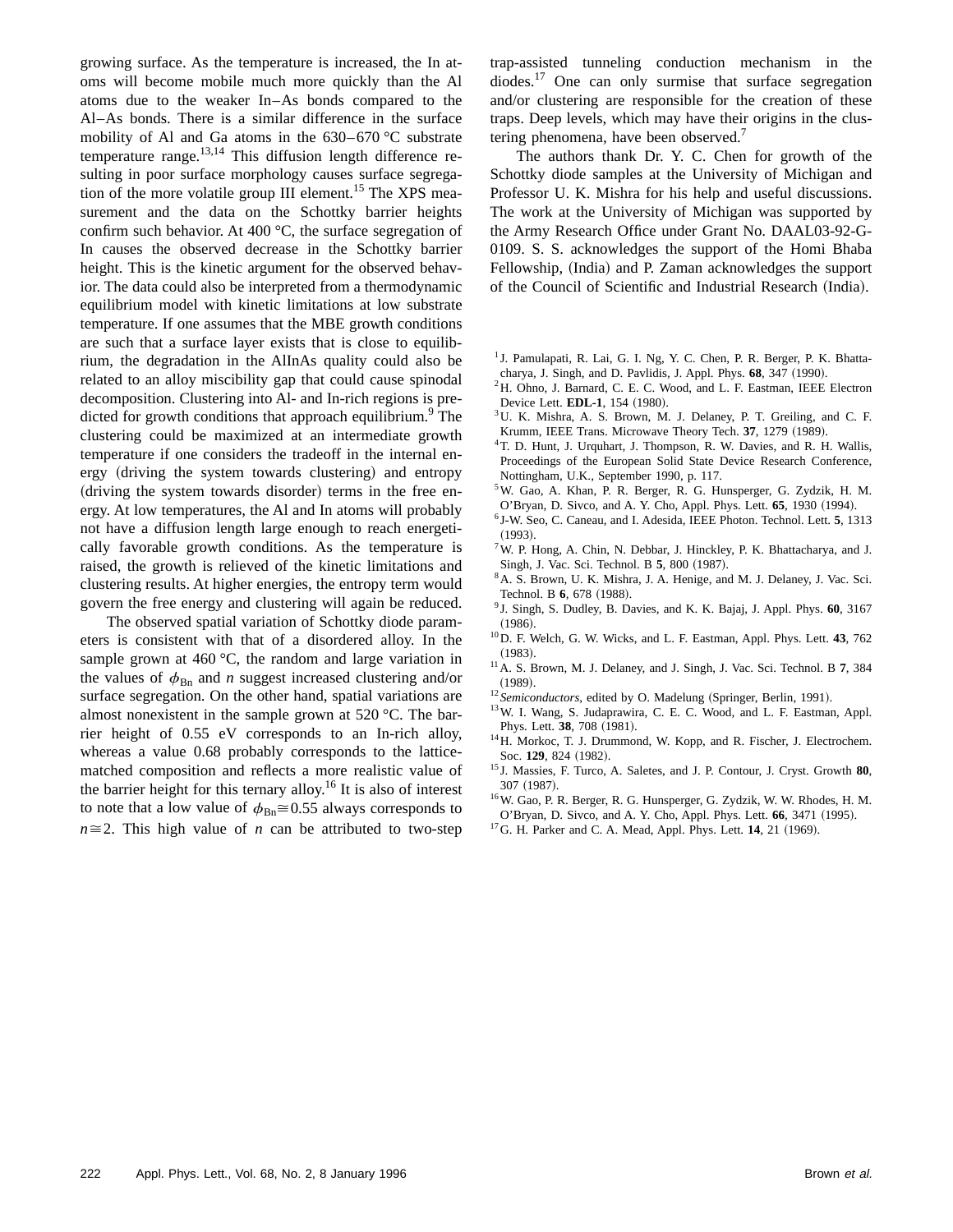growing surface. As the temperature is increased, the In atoms will become mobile much more quickly than the Al atoms due to the weaker In–As bonds compared to the Al–As bonds. There is a similar difference in the surface mobility of Al and Ga atoms in the 630–670 °C substrate temperature range.[13,14] This diffusion length difference resulting in poor surface morphology causes surface segregation of the more volatile group III element.[15] The XPS measurement and the data on the Schottky barrier heights confirm such behavior. At 400 °C, the surface segregation of In causes the observed decrease in the Schottky barrier height. This is the kinetic argument for the observed behavior. The data could also be interpreted from a thermodynamic equilibrium model with kinetic limitations at low substrate temperature. If one assumes that the MBE growth conditions are such that a surface layer exists that is close to equilibrium, the degradation in the AlInAs quality could also be related to an alloy miscibility gap that could cause spinodal decomposition. Clustering into Al- and In-rich regions is predicted for growth conditions that approach equilibrium.[9] The clustering could be maximized at an intermediate growth temperature if one considers the tradeoff in the internal energy (driving the system towards clustering) and entropy (driving the system towards disorder) terms in the free energy. At low temperatures, the Al and In atoms will probably not have a diffusion length large enough to reach energetically favorable growth conditions. As the temperature is raised, the growth is relieved of the kinetic limitations and clustering results. At higher energies, the entropy term would govern the free energy and clustering will again be reduced.

The observed spatial variation of Schottky diode parameters is consistent with that of a disordered alloy. In the sample grown at 460 °C, the random and large variation in the values of $\phi_{Bn}$ and $n$ suggest increased clustering and/or surface segregation. On the other hand, spatial variations are almost nonexistent in the sample grown at 520 °C. The barrier height of 0.55 eV corresponds to an In-rich alloy, whereas a value 0.68 probably corresponds to the lattice-matched composition and reflects a more realistic value of the barrier height for this ternary alloy.[16] It is also of interest to note that a low value of $\phi_{Bn} \cong 0.55$ always corresponds to $n \cong 2$. This high value of $n$ can be attributed to two-step trap-assisted tunneling conduction mechanism in the diodes.[17] One can only surmise that surface segregation and/or clustering are responsible for the creation of these traps. Deep levels, which may have their origins in the clustering phenomena, have been observed.[7]

The authors thank Dr. Y. C. Chen for growth of the Schottky diode samples at the University of Michigan and Professor U. K. Mishra for his help and useful discussions. The work at the University of Michigan was supported by the Army Research Office under Grant No. DAAL03-92-G-0109. S. S. acknowledges the support of the Homi Bhaba Fellowship, (India) and P. Zaman acknowledges the support of the Council of Scientific and Industrial Research (India).

[1] J. Pamulapati, R. Lai, G. I. Ng, Y. C. Chen, P. R. Berger, P. K. Bhattacharya, J. Singh, and D. Pavlidis, J. Appl. Phys. **68**, 347 (1990).
[2] H. Ohno, J. Barnard, C. E. C. Wood, and L. F. Eastman, IEEE Electron Device Lett. **EDL-1**, 154 (1980).
[3] U. K. Mishra, A. S. Brown, M. J. Delaney, P. T. Greiling, and C. F. Krumm, IEEE Trans. Microwave Theory Tech. **37**, 1279 (1989).
[4] T. D. Hunt, J. Urquhart, J. Thompson, R. W. Davies, and R. H. Wallis, Proceedings of the European Solid State Device Research Conference, Nottingham, U.K., September 1990, p. 117.
[5] W. Gao, A. Khan, P. R. Berger, R. G. Hunsperger, G. Zydzik, H. M. O'Bryan, D. Sivco, and A. Y. Cho, Appl. Phys. Lett. **65**, 1930 (1994).
[6] J-W. Seo, C. Caneau, and I. Adesida, IEEE Photon. Technol. Lett. **5**, 1313 (1993).
[7] W. P. Hong, A. Chin, N. Debbar, J. Hinckley, P. K. Bhattacharya, and J. Singh, J. Vac. Sci. Technol. B **5**, 800 (1987).
[8] A. S. Brown, U. K. Mishra, J. A. Henige, and M. J. Delaney, J. Vac. Sci. Technol. B **6**, 678 (1988).
[9] J. Singh, S. Dudley, B. Davies, and K. K. Bajaj, J. Appl. Phys. **60**, 3167 (1986).
[10] D. F. Welch, G. W. Wicks, and L. F. Eastman, Appl. Phys. Lett. **43**, 762 (1983).
[11] A. S. Brown, M. J. Delaney, and J. Singh, J. Vac. Sci. Technol. B **7**, 384 (1989).
[12] *Semiconductors*, edited by O. Madelung (Springer, Berlin, 1991).
[13] W. I. Wang, S. Judaprawira, C. E. C. Wood, and L. F. Eastman, Appl. Phys. Lett. **38**, 708 (1981).
[14] H. Morkoc, T. J. Drummond, W. Kopp, and R. Fischer, J. Electrochem. Soc. **129**, 824 (1982).
[15] J. Massies, F. Turco, A. Saletes, and J. P. Contour, J. Cryst. Growth **80**, 307 (1987).
[16] W. Gao, P. R. Berger, R. G. Hunsperger, G. Zydzik, W. W. Rhodes, H. M. O'Bryan, D. Sivco, and A. Y. Cho, Appl. Phys. Lett. **66**, 3471 (1995).
[17] G. H. Parker and C. A. Mead, Appl. Phys. Lett. **14**, 21 (1969).